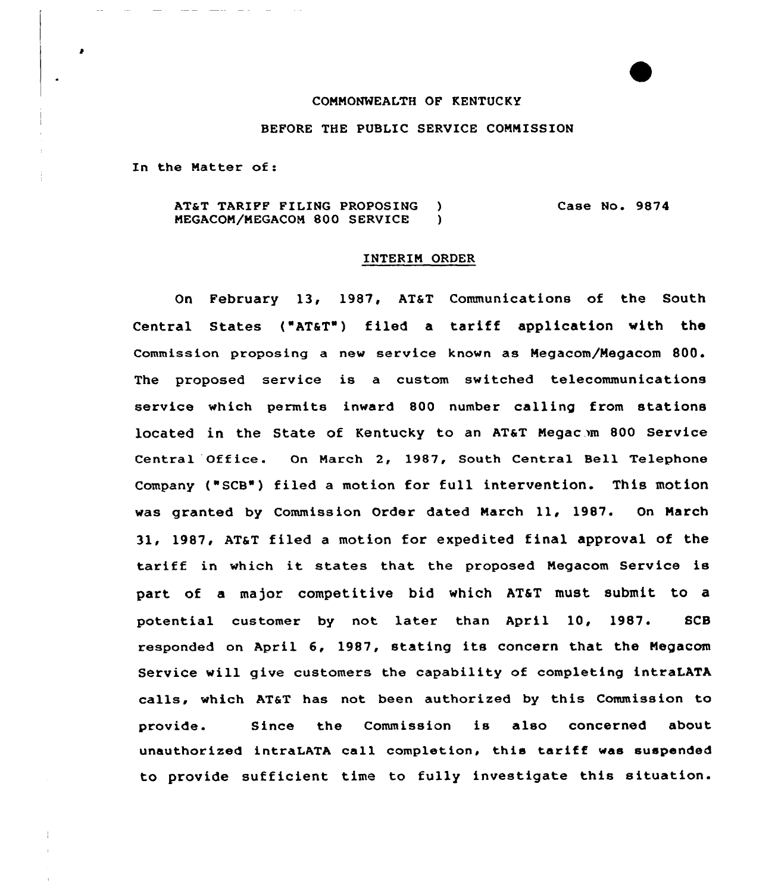COMMONWEALTH OF KENTUCKY

BEFORE THE PUBLIC SERVICE COMMISSION

In the Matter of:

AT&T TARIFF FILING PROPOSING )
MEGACOM/MEGACOM 800 SERVICE ) Case No. 9874

INTERIM ORDER

On February 13, 1987, AT&T Communications of the South Central States ("AT&T") filed a tariff application with the Commission proposing a new service known as Megacom/Megacom 800. The proposed service is a custom switched telecommunications service which permits inward 800 number calling from stations located in the State of Kentucky to an AT&T Megacom 800 Service Central Office. On March 2, 1987, South Central Bell Telephone Company ("SCB") filed a motion for full intervention. This motion was granted by Commission Order dated March 11, 1987. On March 31, 1987, AT&T filed a motion for expedited final approval of the tariff in which it states that the proposed Megacom Service is part of a major competitive bid which AT&T must submit to a potential customer by not later than April 10, 1987. SCB responded on April 6, 1987, stating its concern that the Megacom Service will give customers the capability of completing intraLATA calls, which AT&T has not been authorized by this Commission to provide. Since the Commission is also concerned about unauthorized intraLATA call completion, this tariff was suspended to provide sufficient time to fully investigate this situation.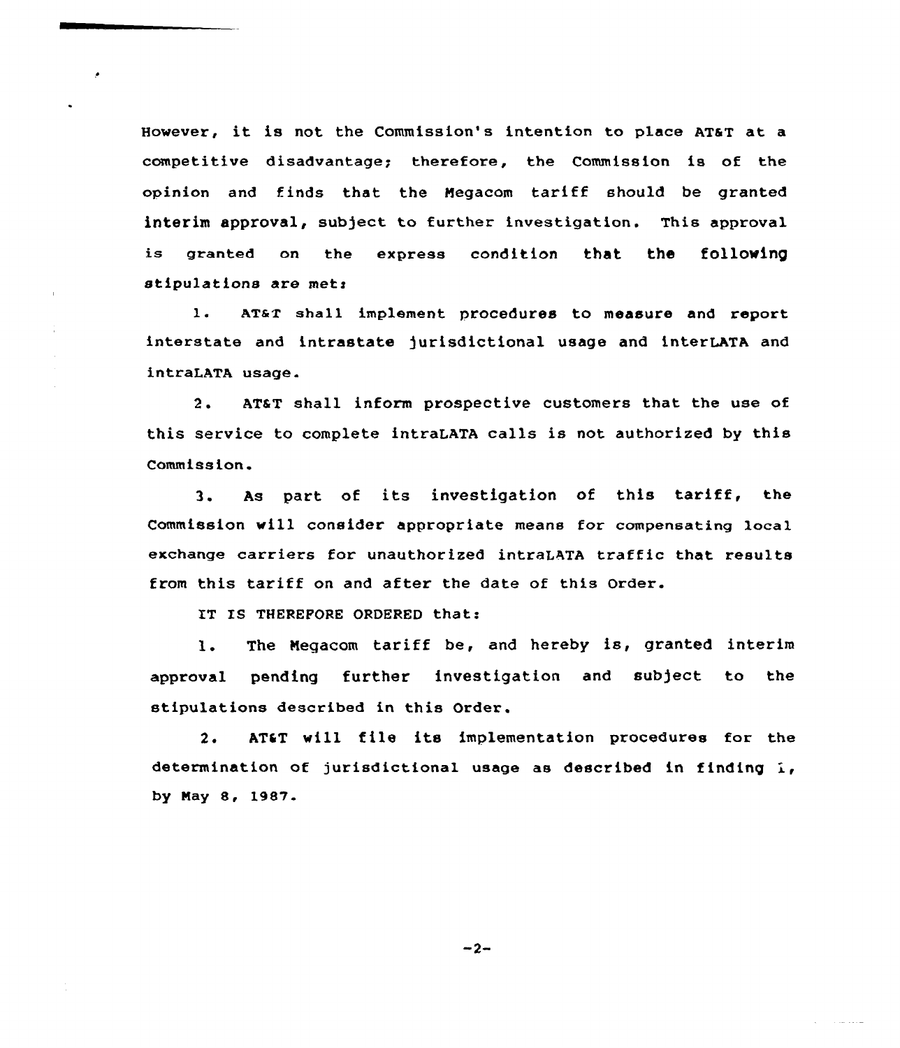However, it is not the Commission's intention to place AT&T at a competitive disadvantage; therefore, the Commission is of the opinion and finds that the Megacom tariff should be granted interim approval, subject to further investigation. This approval is granted on the express condition that the following stipulations are met:

1. AT&T shall implement procedures to measure and report interstate and intrastate jurisdictional usage and interLATA and intraLATA usage.

2. AT&T shall inform prospective customers that the use of this service to complete intraLATA calls is not authorized by this Commission.

3. As part of its investigation of this tariff, the Commission will consider appropriate means for compensating local exchange carriers for unauthorized intraLATA traffic that results from this tariff on and after the date of this Order.

IT IS THEREFORE ORDERED that:

1. The Megacom tariff be, and hereby is, granted interim approval pending further investigation and subject to the stipulations described in this Order.

2. AT&T will file its implementation procedures for the determination of jurisdictional usage as described in finding 1, by May 8, 1987.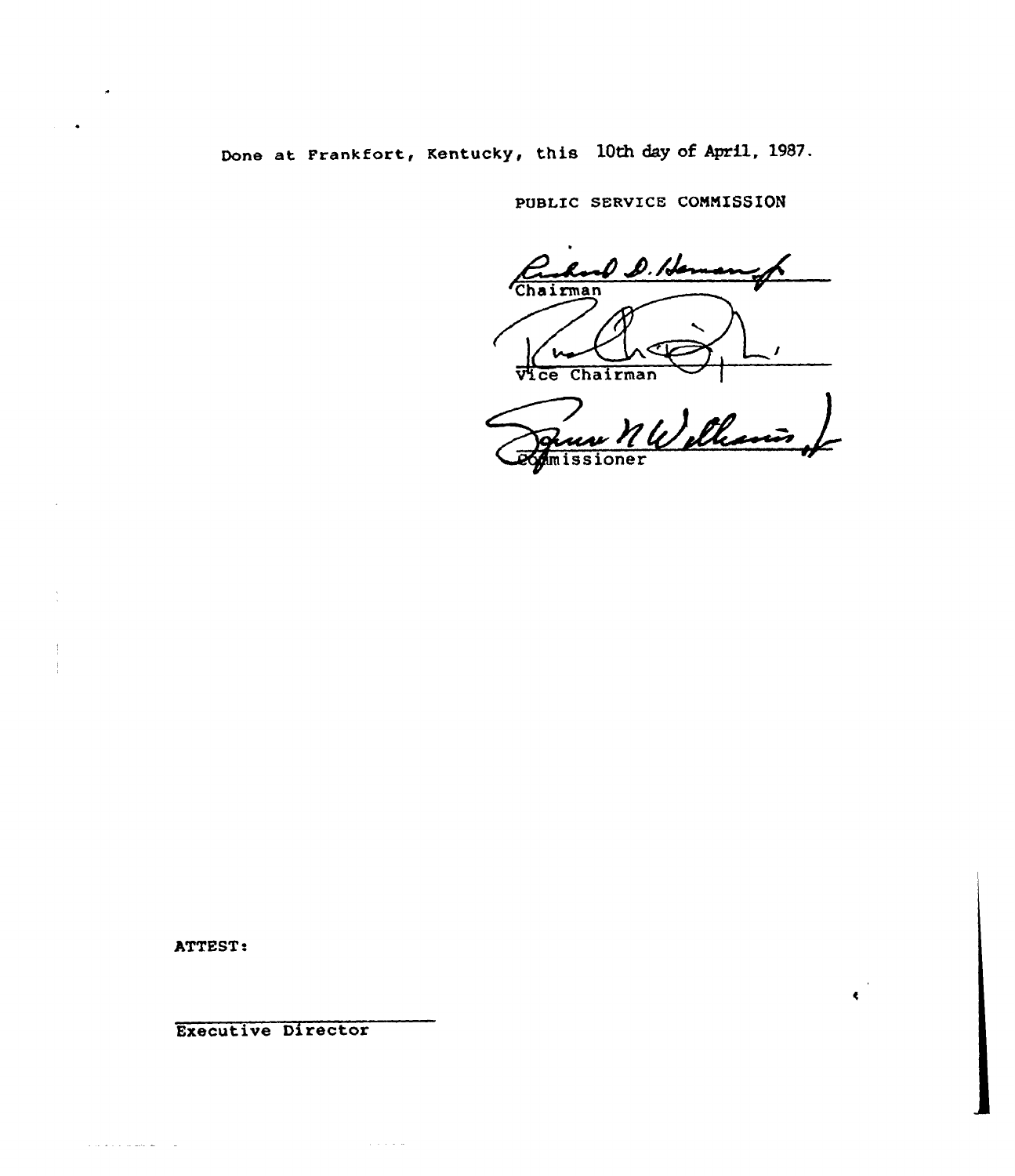Done at Frankfort, Kentucky, this 10th day of April, 1987.

PUBLIC SERVICE COMMISSION

Chairman

Vice Chairman

Commissioner

ATTEST:

Executive Director